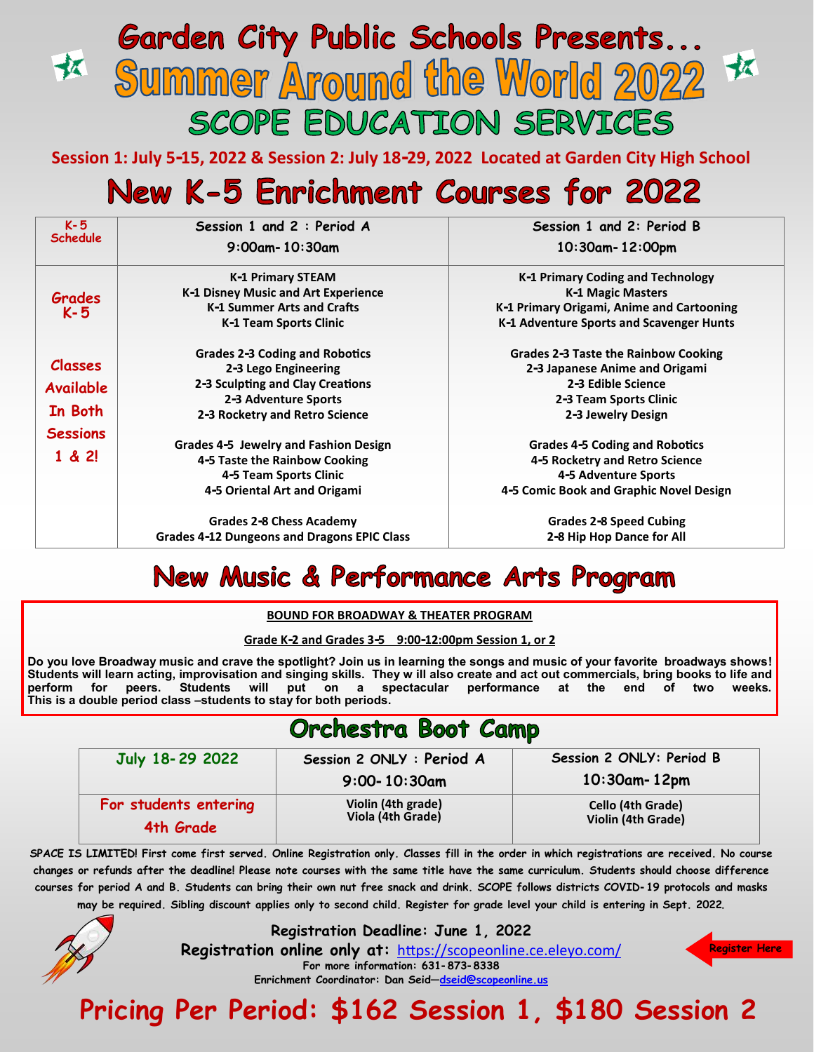# Garden City Public Schools Presents...

# Summer Around the World 2022

## SCOPE EDUCATION SERVICES

**Session 1: July 5-15, 2022 & Session 2: July 18-29, 2022 Located at Garden City High School**

## New K-5 Enrichment Courses for 2022

| K-5 Schedule | Session 1 and 2 : Period A 9:00am-10:30am | Session 1 and 2: Period B 10:30am-12:00pm |
|---|---|---|
| Grades K-5 | K-1 Primary STEAM<br>K-1 Disney Music and Art Experience<br>K-1 Summer Arts and Crafts<br>K-1 Team Sports Clinic | K-1 Primary Coding and Technology<br>K-1 Magic Masters<br>K-1 Primary Origami, Anime and Cartooning<br>K-1 Adventure Sports and Scavenger Hunts |
| Classes Available In Both Sessions 1 & 2! | Grades 2-3 Coding and Robotics<br>2-3 Lego Engineering<br>2-3 Sculpting and Clay Creations<br>2-3 Adventure Sports<br>2-3 Rocketry and Retro Science | Grades 2-3 Taste the Rainbow Cooking<br>2-3 Japanese Anime and Origami<br>2-3 Edible Science<br>2-3 Team Sports Clinic<br>2-3 Jewelry Design |
| | Grades 4-5 Jewelry and Fashion Design<br>4-5 Taste the Rainbow Cooking<br>4-5 Team Sports Clinic<br>4-5 Oriental Art and Origami | Grades 4-5 Coding and Robotics<br>4-5 Rocketry and Retro Science<br>4-5 Adventure Sports<br>4-5 Comic Book and Graphic Novel Design |
| | Grades 2-8 Chess Academy<br>Grades 4-12 Dungeons and Dragons EPIC Class | Grades 2-8 Speed Cubing<br>2-8 Hip Hop Dance for All |

## New Music & Performance Arts Program

**BOUND FOR BROADWAY & THEATER PROGRAM**

**Grade K-2 and Grades 3-5 9:00-12:00pm Session 1, or 2**

**Do you love Broadway music and crave the spotlight? Join us in learning the songs and music of your favorite broadways shows! Students will learn acting, improvisation and singing skills. They w ill also create and act out commercials, bring books to life and perform for peers. Students will put on a spectacular performance at the end of two weeks. This is a double period class –students to stay for both periods.**

## Orchestra Boot Camp

| July 18-29 2022 | Session 2 ONLY : Period A 9:00-10:30am | Session 2 ONLY: Period B 10:30am-12pm |
|---|---|---|
| For students entering 4th Grade | Violin (4th grade)<br>Viola (4th Grade) | Cello (4th Grade)<br>Violin (4th Grade) |

**SPACE IS LIMITED! First come first served. Online Registration only. Classes fill in the order in which registrations are received. No course changes or refunds after the deadline! Please note courses with the same title have the same curriculum. Students should choose difference courses for period A and B. Students can bring their own nut free snack and drink. SCOPE follows districts COVID-19 protocols and masks may be required. Sibling discount applies only to second child. Register for grade level your child is entering in Sept. 2022.**

**Registration Deadline: June 1, 2022**

**Registration online only at:** https://scopeonline.ce.eleyo.com/

Register Here

For more information: 631-873-8338

Enrichment Coordinator: Dan Seid—dseid@scopeonline.us

## Pricing Per Period: $162 Session 1, $180 Session 2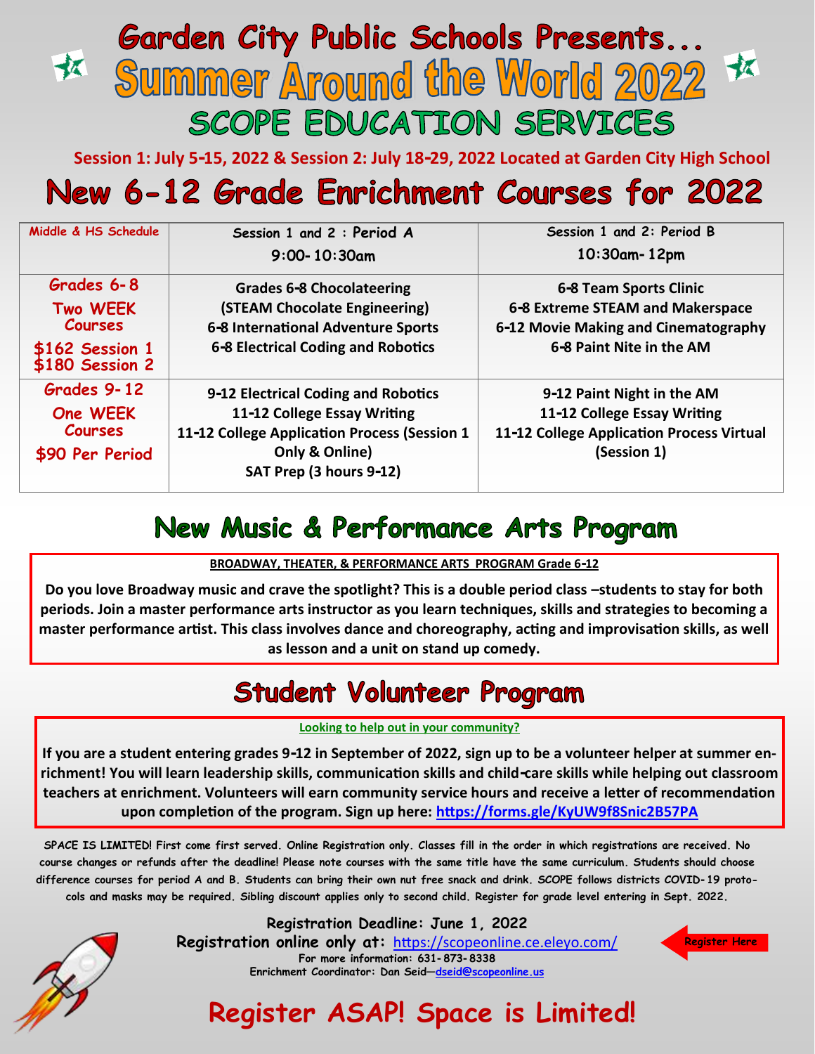# Garden City Public Schools Presents...

# Summer Around the World 2022

## SCOPE EDUCATION SERVICES

**Session 1: July 5-15, 2022 & Session 2: July 18-29, 2022 Located at Garden City High School**

# New 6-12 Grade Enrichment Courses for 2022

| Middle & HS Schedule | Session 1 and 2 : Period A 9:00-10:30am | Session 1 and 2: Period B 10:30am-12pm |
|---|---|---|
| Grades 6-8 Two WEEK Courses $162 Session 1 $180 Session 2 | Grades 6-8 Chocolateering (STEAM Chocolate Engineering)<br>6-8 International Adventure Sports<br>6-8 Electrical Coding and Robotics | 6-8 Team Sports Clinic<br>6-8 Extreme STEAM and Makerspace<br>6-12 Movie Making and Cinematography<br>6-8 Paint Nite in the AM |
| Grades 9-12 One WEEK Courses $90 Per Period | 9-12 Electrical Coding and Robotics<br>11-12 College Essay Writing<br>11-12 College Application Process (Session 1 Only & Online)<br>SAT Prep (3 hours 9-12) | 9-12 Paint Night in the AM<br>11-12 College Essay Writing<br>11-12 College Application Process Virtual (Session 1) |

## New Music & Performance Arts Program

**BROADWAY, THEATER, & PERFORMANCE ARTS PROGRAM Grade 6-12**

**Do you love Broadway music and crave the spotlight? This is a double period class –students to stay for both periods. Join a master performance arts instructor as you learn techniques, skills and strategies to becoming a master performance artist. This class involves dance and choreography, acting and improvisation skills, as well as lesson and a unit on stand up comedy.**

## Student Volunteer Program

**Looking to help out in your community?**

**If you are a student entering grades 9-12 in September of 2022, sign up to be a volunteer helper at summer enrichment! You will learn leadership skills, communication skills and child-care skills while helping out classroom teachers at enrichment. Volunteers will earn community service hours and receive a letter of recommendation upon completion of the program. Sign up here: https://forms.gle/KyUW9f8Snic2B57PA**

SPACE IS LIMITED! First come first served. Online Registration only. Classes fill in the order in which registrations are received. No course changes or refunds after the deadline! Please note courses with the same title have the same curriculum. Students should choose difference courses for period A and B. Students can bring their own nut free snack and drink. SCOPE follows districts COVID-19 protocols and masks may be required. Sibling discount applies only to second child. Register for grade level entering in Sept. 2022.

**Registration Deadline: June 1, 2022**
**Registration online only at:** https://scopeonline.ce.eleyo.com/

Register Here

For more information: 631-873-8338
Enrichment Coordinator: Dan Seid—dseid@scopeonline.us

# Register ASAP! Space is Limited!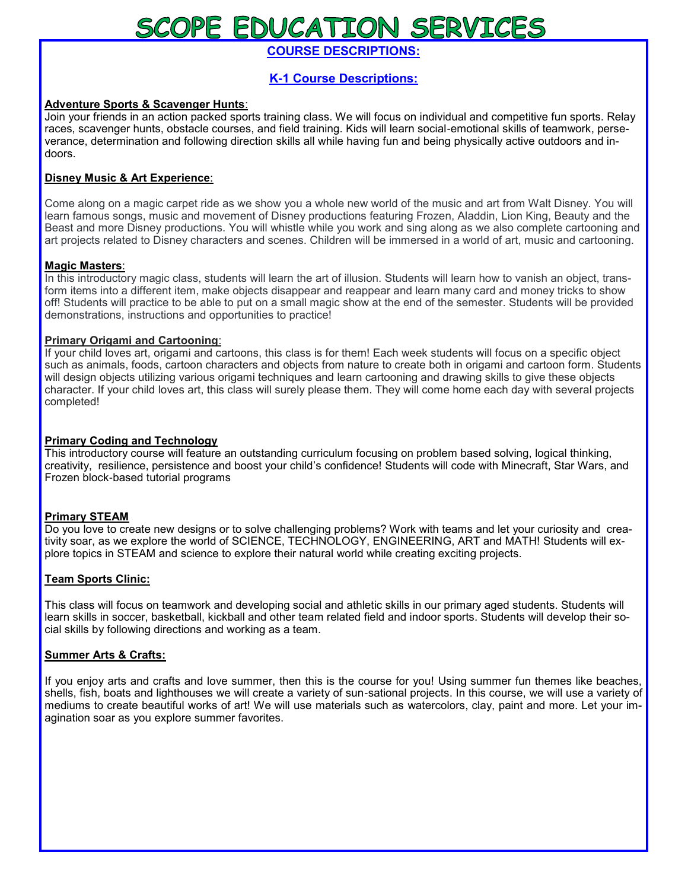# SCOPE EDUCATION SERVICES

## COURSE DESCRIPTIONS:

## K-1 Course Descriptions:

**Adventure Sports & Scavenger Hunts**:
Join your friends in an action packed sports training class. We will focus on individual and competitive fun sports. Relay races, scavenger hunts, obstacle courses, and field training. Kids will learn social-emotional skills of teamwork, perseverance, determination and following direction skills all while having fun and being physically active outdoors and indoors.

**Disney Music & Art Experience**:

Come along on a magic carpet ride as we show you a whole new world of the music and art from Walt Disney. You will learn famous songs, music and movement of Disney productions featuring Frozen, Aladdin, Lion King, Beauty and the Beast and more Disney productions. You will whistle while you work and sing along as we also complete cartooning and art projects related to Disney characters and scenes. Children will be immersed in a world of art, music and cartooning.

**Magic Masters**:
In this introductory magic class, students will learn the art of illusion. Students will learn how to vanish an object, transform items into a different item, make objects disappear and reappear and learn many card and money tricks to show off! Students will practice to be able to put on a small magic show at the end of the semester. Students will be provided demonstrations, instructions and opportunities to practice!

**Primary Origami and Cartooning**:
If your child loves art, origami and cartoons, this class is for them! Each week students will focus on a specific object such as animals, foods, cartoon characters and objects from nature to create both in origami and cartoon form. Students will design objects utilizing various origami techniques and learn cartooning and drawing skills to give these objects character. If your child loves art, this class will surely please them. They will come home each day with several projects completed!

**Primary Coding and Technology**
This introductory course will feature an outstanding curriculum focusing on problem based solving, logical thinking, creativity, resilience, persistence and boost your child's confidence! Students will code with Minecraft, Star Wars, and Frozen block-based tutorial programs

**Primary STEAM**
Do you love to create new designs or to solve challenging problems? Work with teams and let your curiosity and creativity soar, as we explore the world of SCIENCE, TECHNOLOGY, ENGINEERING, ART and MATH! Students will explore topics in STEAM and science to explore their natural world while creating exciting projects.

**Team Sports Clinic:**

This class will focus on teamwork and developing social and athletic skills in our primary aged students. Students will learn skills in soccer, basketball, kickball and other team related field and indoor sports. Students will develop their social skills by following directions and working as a team.

**Summer Arts & Crafts:**

If you enjoy arts and crafts and love summer, then this is the course for you! Using summer fun themes like beaches, shells, fish, boats and lighthouses we will create a variety of sun-sational projects. In this course, we will use a variety of mediums to create beautiful works of art! We will use materials such as watercolors, clay, paint and more. Let your imagination soar as you explore summer favorites.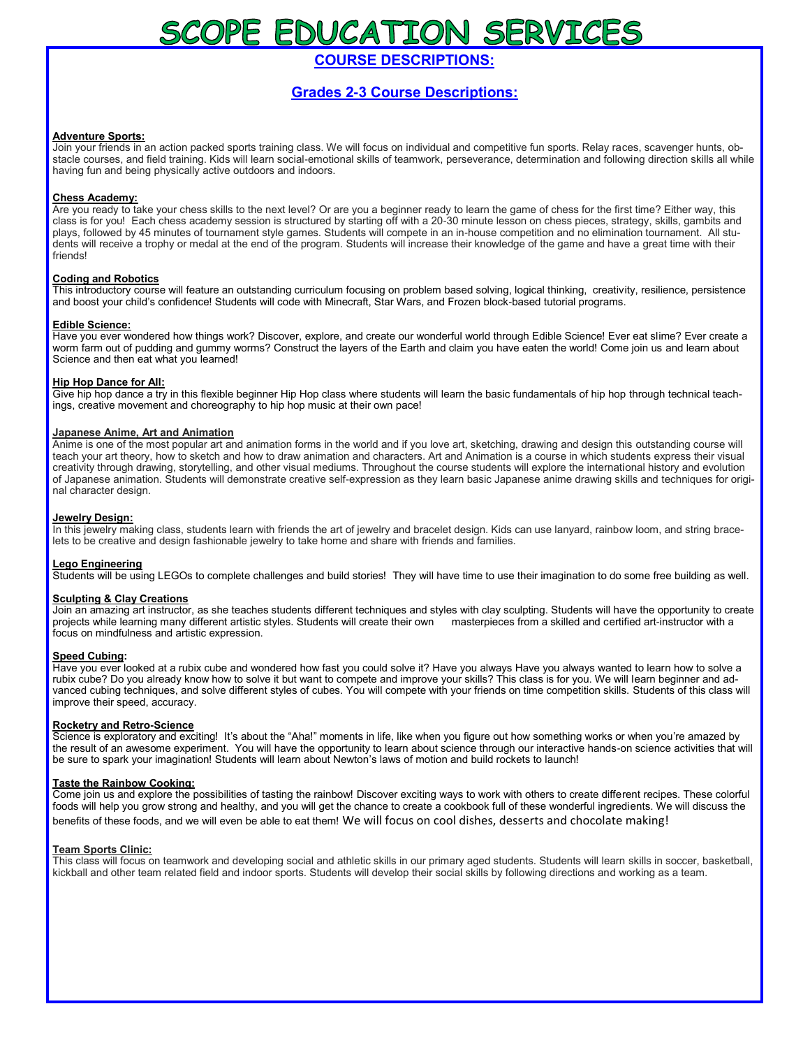# SCOPE EDUCATION SERVICES

## COURSE DESCRIPTIONS:

## Grades 2-3 Course Descriptions:

**Adventure Sports:**
Join your friends in an action packed sports training class. We will focus on individual and competitive fun sports. Relay races, scavenger hunts, obstacle courses, and field training. Kids will learn social-emotional skills of teamwork, perseverance, determination and following direction skills all while having fun and being physically active outdoors and indoors.

**Chess Academy:**
Are you ready to take your chess skills to the next level? Or are you a beginner ready to learn the game of chess for the first time? Either way, this class is for you! Each chess academy session is structured by starting off with a 20-30 minute lesson on chess pieces, strategy, skills, gambits and plays, followed by 45 minutes of tournament style games. Students will compete in an in-house competition and no elimination tournament. All students will receive a trophy or medal at the end of the program. Students will increase their knowledge of the game and have a great time with their friends!

**Coding and Robotics**
This introductory course will feature an outstanding curriculum focusing on problem based solving, logical thinking, creativity, resilience, persistence and boost your child's confidence! Students will code with Minecraft, Star Wars, and Frozen block-based tutorial programs.

**Edible Science:**
Have you ever wondered how things work? Discover, explore, and create our wonderful world through Edible Science! Ever eat slime? Ever create a worm farm out of pudding and gummy worms? Construct the layers of the Earth and claim you have eaten the world! Come join us and learn about Science and then eat what you learned!

**Hip Hop Dance for All:**
Give hip hop dance a try in this flexible beginner Hip Hop class where students will learn the basic fundamentals of hip hop through technical teachings, creative movement and choreography to hip hop music at their own pace!

**Japanese Anime, Art and Animation**
Anime is one of the most popular art and animation forms in the world and if you love art, sketching, drawing and design this outstanding course will teach your art theory, how to sketch and how to draw animation and characters. Art and Animation is a course in which students express their visual creativity through drawing, storytelling, and other visual mediums. Throughout the course students will explore the international history and evolution of Japanese animation. Students will demonstrate creative self-expression as they learn basic Japanese anime drawing skills and techniques for original character design.

**Jewelry Design:**
In this jewelry making class, students learn with friends the art of jewelry and bracelet design. Kids can use lanyard, rainbow loom, and string bracelets to be creative and design fashionable jewelry to take home and share with friends and families.

**Lego Engineering**
Students will be using LEGOs to complete challenges and build stories! They will have time to use their imagination to do some free building as well.

**Sculpting & Clay Creations**
Join an amazing art instructor, as she teaches students different techniques and styles with clay sculpting. Students will have the opportunity to create projects while learning many different artistic styles. Students will create their own masterpieces from a skilled and certified art-instructor with a focus on mindfulness and artistic expression.

**Speed Cubing:**
Have you ever looked at a rubix cube and wondered how fast you could solve it? Have you always Have you always wanted to learn how to solve a rubix cube? Do you already know how to solve it but want to compete and improve your skills? This class is for you. We will learn beginner and advanced cubing techniques, and solve different styles of cubes. You will compete with your friends on time competition skills. Students of this class will improve their speed, accuracy.

**Rocketry and Retro-Science**
Science is exploratory and exciting! It's about the "Aha!" moments in life, like when you figure out how something works or when you're amazed by the result of an awesome experiment. You will have the opportunity to learn about science through our interactive hands-on science activities that will be sure to spark your imagination! Students will learn about Newton's laws of motion and build rockets to launch!

**Taste the Rainbow Cooking:**
Come join us and explore the possibilities of tasting the rainbow! Discover exciting ways to work with others to create different recipes. These colorful foods will help you grow strong and healthy, and you will get the chance to create a cookbook full of these wonderful ingredients. We will discuss the benefits of these foods, and we will even be able to eat them! We will focus on cool dishes, desserts and chocolate making!

**Team Sports Clinic:**
This class will focus on teamwork and developing social and athletic skills in our primary aged students. Students will learn skills in soccer, basketball, kickball and other team related field and indoor sports. Students will develop their social skills by following directions and working as a team.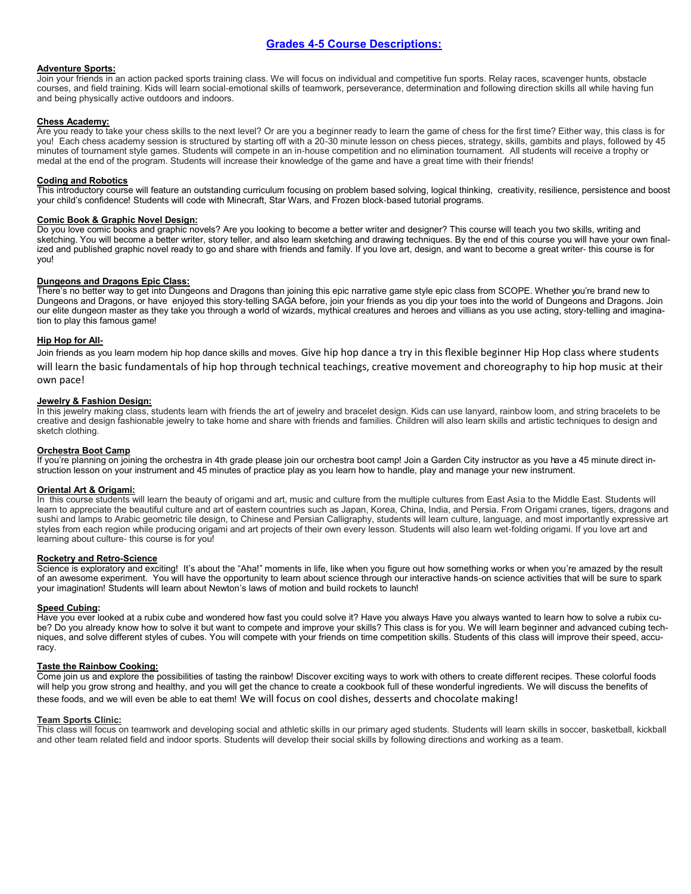## Grades 4-5 Course Descriptions:

**Adventure Sports:**

Join your friends in an action packed sports training class. We will focus on individual and competitive fun sports. Relay races, scavenger hunts, obstacle courses, and field training. Kids will learn social-emotional skills of teamwork, perseverance, determination and following direction skills all while having fun and being physically active outdoors and indoors.

**Chess Academy:**

Are you ready to take your chess skills to the next level? Or are you a beginner ready to learn the game of chess for the first time? Either way, this class is for you! Each chess academy session is structured by starting off with a 20-30 minute lesson on chess pieces, strategy, skills, gambits and plays, followed by 45 minutes of tournament style games. Students will compete in an in-house competition and no elimination tournament. All students will receive a trophy or medal at the end of the program. Students will increase their knowledge of the game and have a great time with their friends!

**Coding and Robotics**

This introductory course will feature an outstanding curriculum focusing on problem based solving, logical thinking, creativity, resilience, persistence and boost your child's confidence! Students will code with Minecraft, Star Wars, and Frozen block-based tutorial programs.

**Comic Book & Graphic Novel Design:**

Do you love comic books and graphic novels? Are you looking to become a better writer and designer? This course will teach you two skills, writing and sketching. You will become a better writer, story teller, and also learn sketching and drawing techniques. By the end of this course you will have your own finalized and published graphic novel ready to go and share with friends and family. If you love art, design, and want to become a great writer- this course is for you!

**Dungeons and Dragons Epic Class:**

There's no better way to get into Dungeons and Dragons than joining this epic narrative game style epic class from SCOPE. Whether you're brand new to Dungeons and Dragons, or have enjoyed this story-telling SAGA before, join your friends as you dip your toes into the world of Dungeons and Dragons. Join our elite dungeon master as they take you through a world of wizards, mythical creatures and heroes and villians as you use acting, story-telling and imagination to play this famous game!

**Hip Hop for All-**

Join friends as you learn modern hip hop dance skills and moves. Give hip hop dance a try in this flexible beginner Hip Hop class where students will learn the basic fundamentals of hip hop through technical teachings, creative movement and choreography to hip hop music at their own pace!

**Jewelry & Fashion Design:**

In this jewelry making class, students learn with friends the art of jewelry and bracelet design. Kids can use lanyard, rainbow loom, and string bracelets to be creative and design fashionable jewelry to take home and share with friends and families. Children will also learn skills and artistic techniques to design and sketch clothing.

**Orchestra Boot Camp**

If you're planning on joining the orchestra in 4th grade please join our orchestra boot camp! Join a Garden City instructor as you have a 45 minute direct instruction lesson on your instrument and 45 minutes of practice play as you learn how to handle, play and manage your new instrument.

**Oriental Art & Origami:**

In this course students will learn the beauty of origami and art, music and culture from the multiple cultures from East Asia to the Middle East. Students will learn to appreciate the beautiful culture and art of eastern countries such as Japan, Korea, China, India, and Persia. From Origami cranes, tigers, dragons and sushi and lamps to Arabic geometric tile design, to Chinese and Persian Calligraphy, students will learn culture, language, and most importantly expressive art styles from each region while producing origami and art projects of their own every lesson. Students will also learn wet-folding origami. If you love art and learning about culture- this course is for you!

**Rocketry and Retro-Science**

Science is exploratory and exciting! It's about the "Aha!" moments in life, like when you figure out how something works or when you're amazed by the result of an awesome experiment. You will have the opportunity to learn about science through our interactive hands-on science activities that will be sure to spark your imagination! Students will learn about Newton's laws of motion and build rockets to launch!

**Speed Cubing:**

Have you ever looked at a rubix cube and wondered how fast you could solve it? Have you always Have you always wanted to learn how to solve a rubix cube? Do you already know how to solve it but want to compete and improve your skills? This class is for you. We will learn beginner and advanced cubing techniques, and solve different styles of cubes. You will compete with your friends on time competition skills. Students of this class will improve their speed, accuracy.

**Taste the Rainbow Cooking:**

Come join us and explore the possibilities of tasting the rainbow! Discover exciting ways to work with others to create different recipes. These colorful foods will help you grow strong and healthy, and you will get the chance to create a cookbook full of these wonderful ingredients. We will discuss the benefits of these foods, and we will even be able to eat them! We will focus on cool dishes, desserts and chocolate making!

**Team Sports Clinic:**

This class will focus on teamwork and developing social and athletic skills in our primary aged students. Students will learn skills in soccer, basketball, kickball and other team related field and indoor sports. Students will develop their social skills by following directions and working as a team.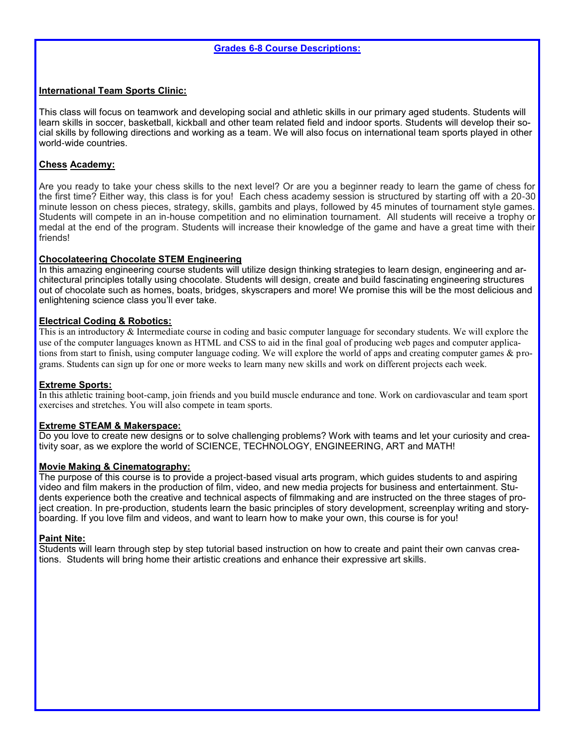## Grades 6-8 Course Descriptions:

### International Team Sports Clinic:

This class will focus on teamwork and developing social and athletic skills in our primary aged students. Students will learn skills in soccer, basketball, kickball and other team related field and indoor sports. Students will develop their social skills by following directions and working as a team. We will also focus on international team sports played in other world-wide countries.

### Chess Academy:

Are you ready to take your chess skills to the next level? Or are you a beginner ready to learn the game of chess for the first time? Either way, this class is for you! Each chess academy session is structured by starting off with a 20-30 minute lesson on chess pieces, strategy, skills, gambits and plays, followed by 45 minutes of tournament style games. Students will compete in an in-house competition and no elimination tournament. All students will receive a trophy or medal at the end of the program. Students will increase their knowledge of the game and have a great time with their friends!

### Chocolateering Chocolate STEM Engineering

In this amazing engineering course students will utilize design thinking strategies to learn design, engineering and architectural principles totally using chocolate. Students will design, create and build fascinating engineering structures out of chocolate such as homes, boats, bridges, skyscrapers and more! We promise this will be the most delicious and enlightening science class you'll ever take.

### Electrical Coding & Robotics:

This is an introductory & Intermediate course in coding and basic computer language for secondary students. We will explore the use of the computer languages known as HTML and CSS to aid in the final goal of producing web pages and computer applications from start to finish, using computer language coding. We will explore the world of apps and creating computer games & programs. Students can sign up for one or more weeks to learn many new skills and work on different projects each week.

### Extreme Sports:

In this athletic training boot-camp, join friends and you build muscle endurance and tone. Work on cardiovascular and team sport exercises and stretches. You will also compete in team sports.

### Extreme STEAM & Makerspace:

Do you love to create new designs or to solve challenging problems? Work with teams and let your curiosity and creativity soar, as we explore the world of SCIENCE, TECHNOLOGY, ENGINEERING, ART and MATH!

### Movie Making & Cinematography:

The purpose of this course is to provide a project-based visual arts program, which guides students to and aspiring video and film makers in the production of film, video, and new media projects for business and entertainment. Students experience both the creative and technical aspects of filmmaking and are instructed on the three stages of project creation. In pre-production, students learn the basic principles of story development, screenplay writing and storyboarding. If you love film and videos, and want to learn how to make your own, this course is for you!

### Paint Nite:

Students will learn through step by step tutorial based instruction on how to create and paint their own canvas creations. Students will bring home their artistic creations and enhance their expressive art skills.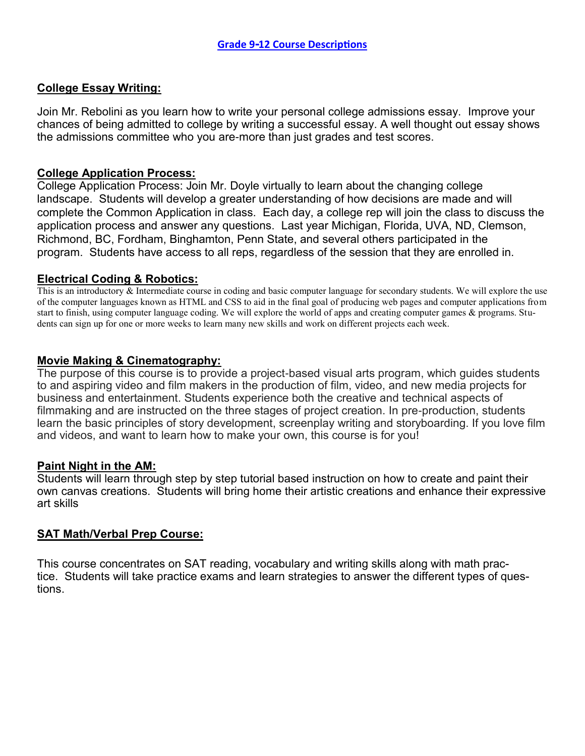## Grade 9-12 Course Descriptions

### College Essay Writing:

Join Mr. Rebolini as you learn how to write your personal college admissions essay. Improve your chances of being admitted to college by writing a successful essay. A well thought out essay shows the admissions committee who you are-more than just grades and test scores.

### College Application Process:

College Application Process: Join Mr. Doyle virtually to learn about the changing college landscape. Students will develop a greater understanding of how decisions are made and will complete the Common Application in class. Each day, a college rep will join the class to discuss the application process and answer any questions. Last year Michigan, Florida, UVA, ND, Clemson, Richmond, BC, Fordham, Binghamton, Penn State, and several others participated in the program. Students have access to all reps, regardless of the session that they are enrolled in.

### Electrical Coding & Robotics:

This is an introductory & Intermediate course in coding and basic computer language for secondary students. We will explore the use of the computer languages known as HTML and CSS to aid in the final goal of producing web pages and computer applications from start to finish, using computer language coding. We will explore the world of apps and creating computer games & programs. Students can sign up for one or more weeks to learn many new skills and work on different projects each week.

### Movie Making & Cinematography:

The purpose of this course is to provide a project-based visual arts program, which guides students to and aspiring video and film makers in the production of film, video, and new media projects for business and entertainment. Students experience both the creative and technical aspects of filmmaking and are instructed on the three stages of project creation. In pre-production, students learn the basic principles of story development, screenplay writing and storyboarding. If you love film and videos, and want to learn how to make your own, this course is for you!

### Paint Night in the AM:

Students will learn through step by step tutorial based instruction on how to create and paint their own canvas creations. Students will bring home their artistic creations and enhance their expressive art skills

### SAT Math/Verbal Prep Course:

This course concentrates on SAT reading, vocabulary and writing skills along with math practice. Students will take practice exams and learn strategies to answer the different types of questions.